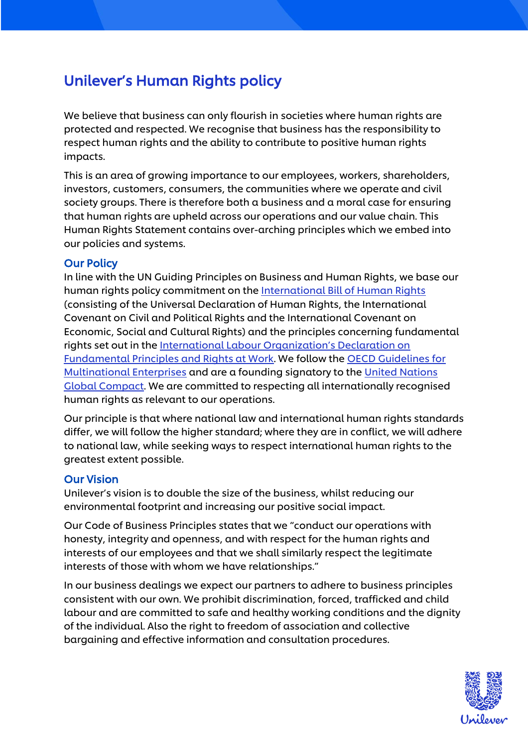# Unilever's Human Rights policy

We believe that business can only flourish in societies where human rights are protected and respected. We recognise that business has the responsibility to respect human rights and the ability to contribute to positive human rights impacts.

This is an area of growing importance to our employees, workers, shareholders, investors, customers, consumers, the communities where we operate and civil society groups. There is therefore both a business and a moral case for ensuring that human rights are upheld across our operations and our value chain. This Human Rights Statement contains over-arching principles which we embed into our policies and systems.

## Our Policy

In line with the UN Guiding Principles on Business and Human Rights, we base our human rights policy commitment on the International Bill of Human Rights (consisting of the Universal Declaration of Human Rights, the International Covenant on Civil and Political Rights and the International Covenant on Economic, Social and Cultural Rights) and the principles concerning fundamental rights set out in the International Labour Organization's Declaration on Fundamental Principles and Rights at Work. We follow the OECD Guidelines for Multinational Enterprises and are a founding signatory to the United Nations Global Compact. We are committed to respecting all internationally recognised human rights as relevant to our operations.

Our principle is that where national law and international human rights standards differ, we will follow the higher standard; where they are in conflict, we will adhere to national law, while seeking ways to respect international human rights to the greatest extent possible.

## Our Vision

Unilever's vision is to double the size of the business, whilst reducing our environmental footprint and increasing our positive social impact.

Our Code of Business Principles states that we "conduct our operations with honesty, integrity and openness, and with respect for the human rights and interests of our employees and that we shall similarly respect the legitimate interests of those with whom we have relationships."

In our business dealings we expect our partners to adhere to business principles consistent with our own. We prohibit discrimination, forced, trafficked and child labour and are committed to safe and healthy working conditions and the dignity of the individual. Also the right to freedom of association and collective bargaining and effective information and consultation procedures.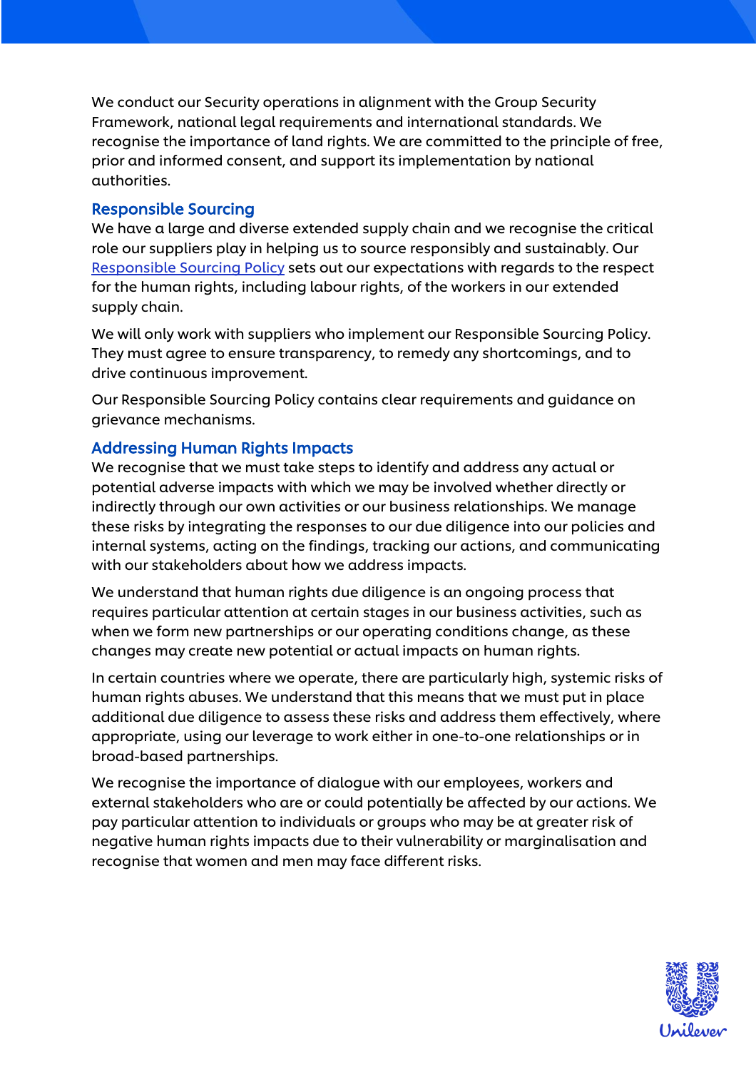We conduct our Security operations in alignment with the Group Security Framework, national legal requirements and international standards. We recognise the importance of land rights. We are committed to the principle of free, prior and informed consent, and support its implementation by national authorities.

## Responsible Sourcing

We have a large and diverse extended supply chain and we recognise the critical role our suppliers play in helping us to source responsibly and sustainably. Our Responsible Sourcing Policy sets out our expectations with regards to the respect for the human rights, including labour rights, of the workers in our extended supply chain.

We will only work with suppliers who implement our Responsible Sourcing Policy. They must agree to ensure transparency, to remedy any shortcomings, and to drive continuous improvement.

Our Responsible Sourcing Policy contains clear requirements and guidance on grievance mechanisms.

## Addressing Human Rights Impacts

We recognise that we must take steps to identify and address any actual or potential adverse impacts with which we may be involved whether directly or indirectly through our own activities or our business relationships. We manage these risks by integrating the responses to our due diligence into our policies and internal systems, acting on the findings, tracking our actions, and communicating with our stakeholders about how we address impacts.

We understand that human rights due diligence is an ongoing process that requires particular attention at certain stages in our business activities, such as when we form new partnerships or our operating conditions change, as these changes may create new potential or actual impacts on human rights.

In certain countries where we operate, there are particularly high, systemic risks of human rights abuses. We understand that this means that we must put in place additional due diligence to assess these risks and address them effectively, where appropriate, using our leverage to work either in one-to-one relationships or in broad-based partnerships.

We recognise the importance of dialogue with our employees, workers and external stakeholders who are or could potentially be affected by our actions. We pay particular attention to individuals or groups who may be at greater risk of negative human rights impacts due to their vulnerability or marginalisation and recognise that women and men may face different risks.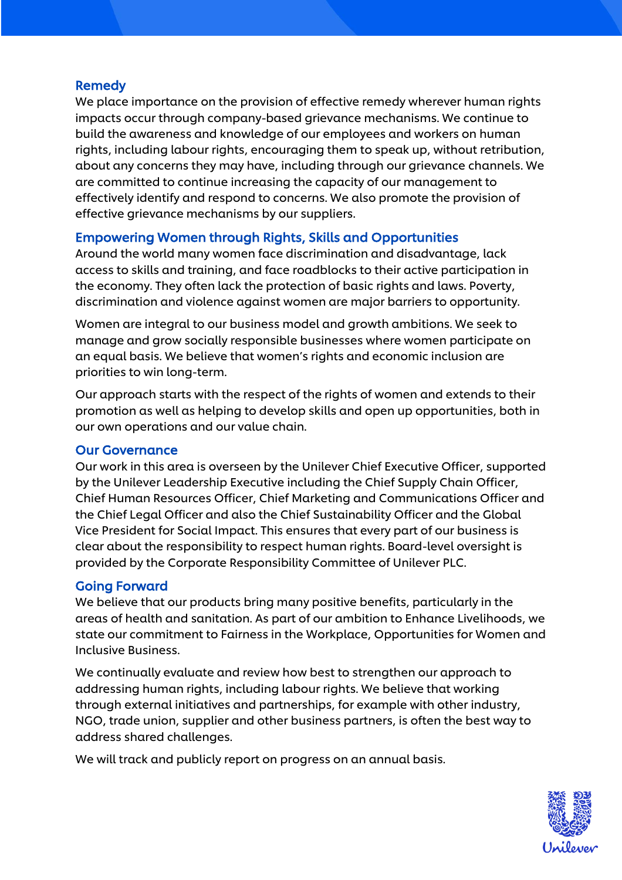## Remedy

We place importance on the provision of effective remedy wherever human rights impacts occur through company-based grievance mechanisms. We continue to build the awareness and knowledge of our employees and workers on human rights, including labour rights, encouraging them to speak up, without retribution, about any concerns they may have, including through our grievance channels. We are committed to continue increasing the capacity of our management to effectively identify and respond to concerns. We also promote the provision of effective grievance mechanisms by our suppliers.

## Empowering Women through Rights, Skills and Opportunities

Around the world many women face discrimination and disadvantage, lack access to skills and training, and face roadblocks to their active participation in the economy. They often lack the protection of basic rights and laws. Poverty, discrimination and violence against women are major barriers to opportunity.

Women are integral to our business model and growth ambitions. We seek to manage and grow socially responsible businesses where women participate on an equal basis. We believe that women's rights and economic inclusion are priorities to win long-term.

Our approach starts with the respect of the rights of women and extends to their promotion as well as helping to develop skills and open up opportunities, both in our own operations and our value chain.

## Our Governance

Our work in this area is overseen by the Unilever Chief Executive Officer, supported by the Unilever Leadership Executive including the Chief Supply Chain Officer, Chief Human Resources Officer, Chief Marketing and Communications Officer and the Chief Legal Officer and also the Chief Sustainability Officer and the Global Vice President for Social Impact. This ensures that every part of our business is clear about the responsibility to respect human rights. Board-level oversight is provided by the Corporate Responsibility Committee of Unilever PLC.

## Going Forward

We believe that our products bring many positive benefits, particularly in the areas of health and sanitation. As part of our ambition to Enhance Livelihoods, we state our commitment to Fairness in the Workplace, Opportunities for Women and Inclusive Business.

We continually evaluate and review how best to strengthen our approach to addressing human rights, including labour rights. We believe that working through external initiatives and partnerships, for example with other industry, NGO, trade union, supplier and other business partners, is often the best way to address shared challenges.

We will track and publicly report on progress on an annual basis.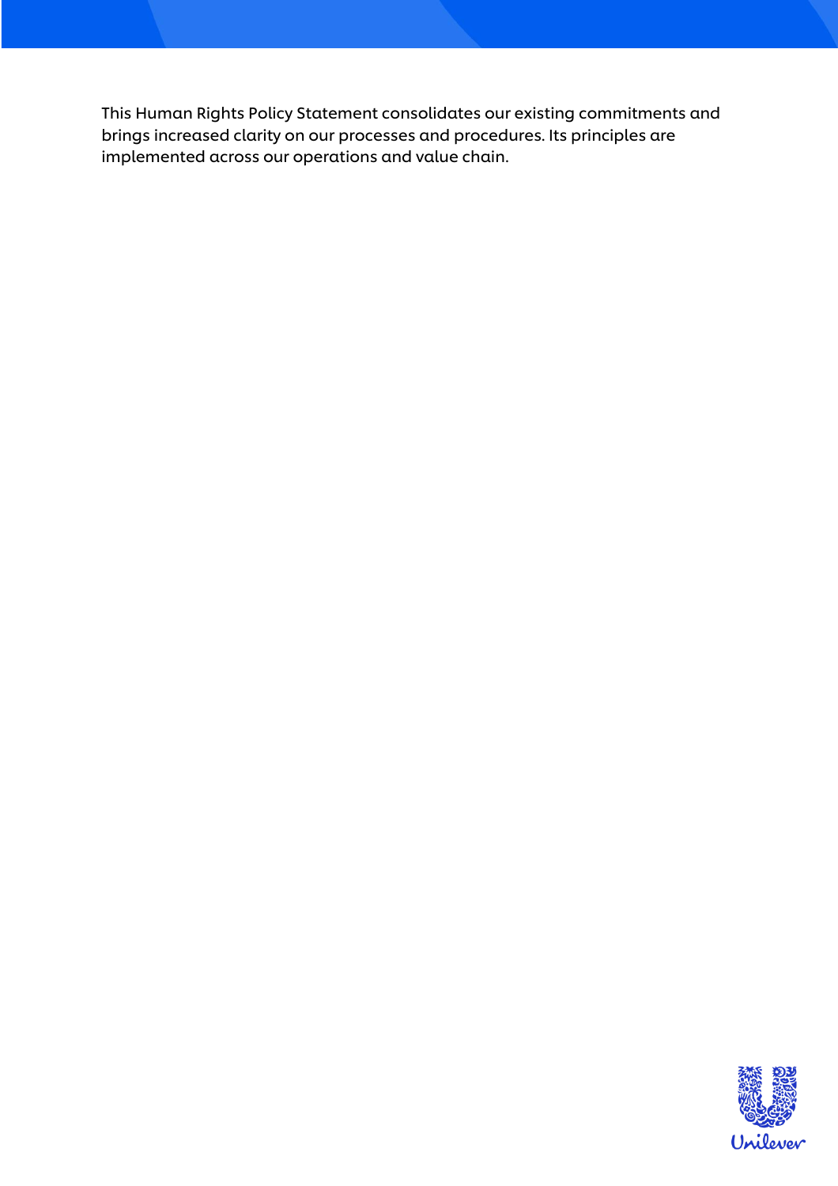This Human Rights Policy Statement consolidates our existing commitments and brings increased clarity on our processes and procedures. Its principles are implemented across our operations and value chain.